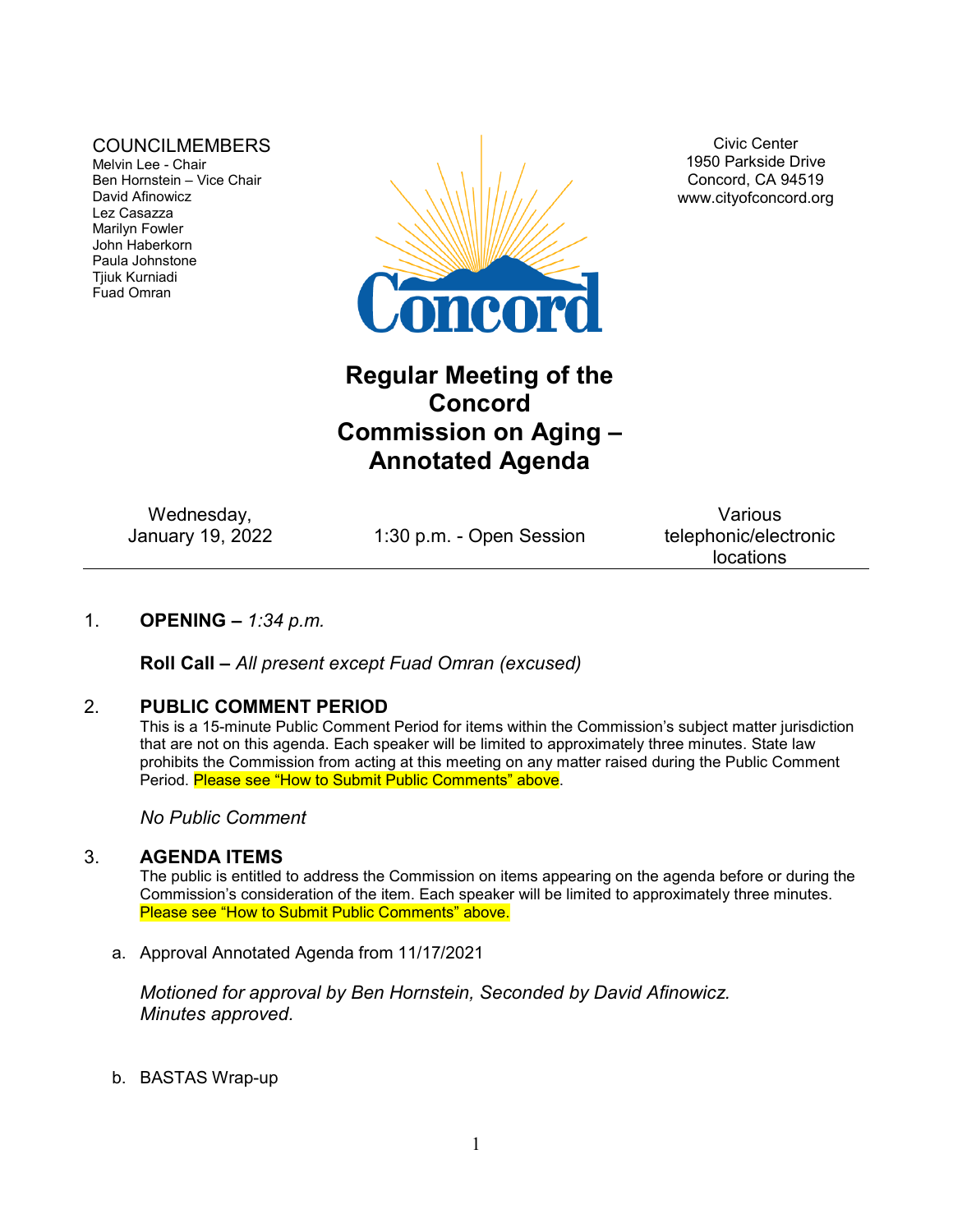COUNCILMEMBERS
Melvin Lee - Chair
Ben Hornstein – Vice Chair
David Afinowicz
Lez Casazza
Marilyn Fowler
John Haberkorn
Paula Johnstone
Tjiuk Kurniadi
Fuad Omran

Civic Center
1950 Parkside Drive
Concord, CA 94519
www.cityofconcord.org

Concord

# Regular Meeting of the Concord Commission on Aging – Annotated Agenda

| Wednesday, January 19, 2022 | 1:30 p.m. - Open Session | Various telephonic/electronic locations |
|---|---|---|

1. **OPENING –** *1:34 p.m.*

   **Roll Call –** *All present except Fuad Omran (excused)*

2. **PUBLIC COMMENT PERIOD**
   This is a 15-minute Public Comment Period for items within the Commission's subject matter jurisdiction that are not on this agenda. Each speaker will be limited to approximately three minutes. State law prohibits the Commission from acting at this meeting on any matter raised during the Public Comment Period. Please see "How to Submit Public Comments" above.

   *No Public Comment*

3. **AGENDA ITEMS**
   The public is entitled to address the Commission on items appearing on the agenda before or during the Commission's consideration of the item. Each speaker will be limited to approximately three minutes. Please see "How to Submit Public Comments" above.

   a. Approval Annotated Agenda from 11/17/2021

      *Motioned for approval by Ben Hornstein, Seconded by David Afinowicz.*
      *Minutes approved.*

   b. BASTAS Wrap-up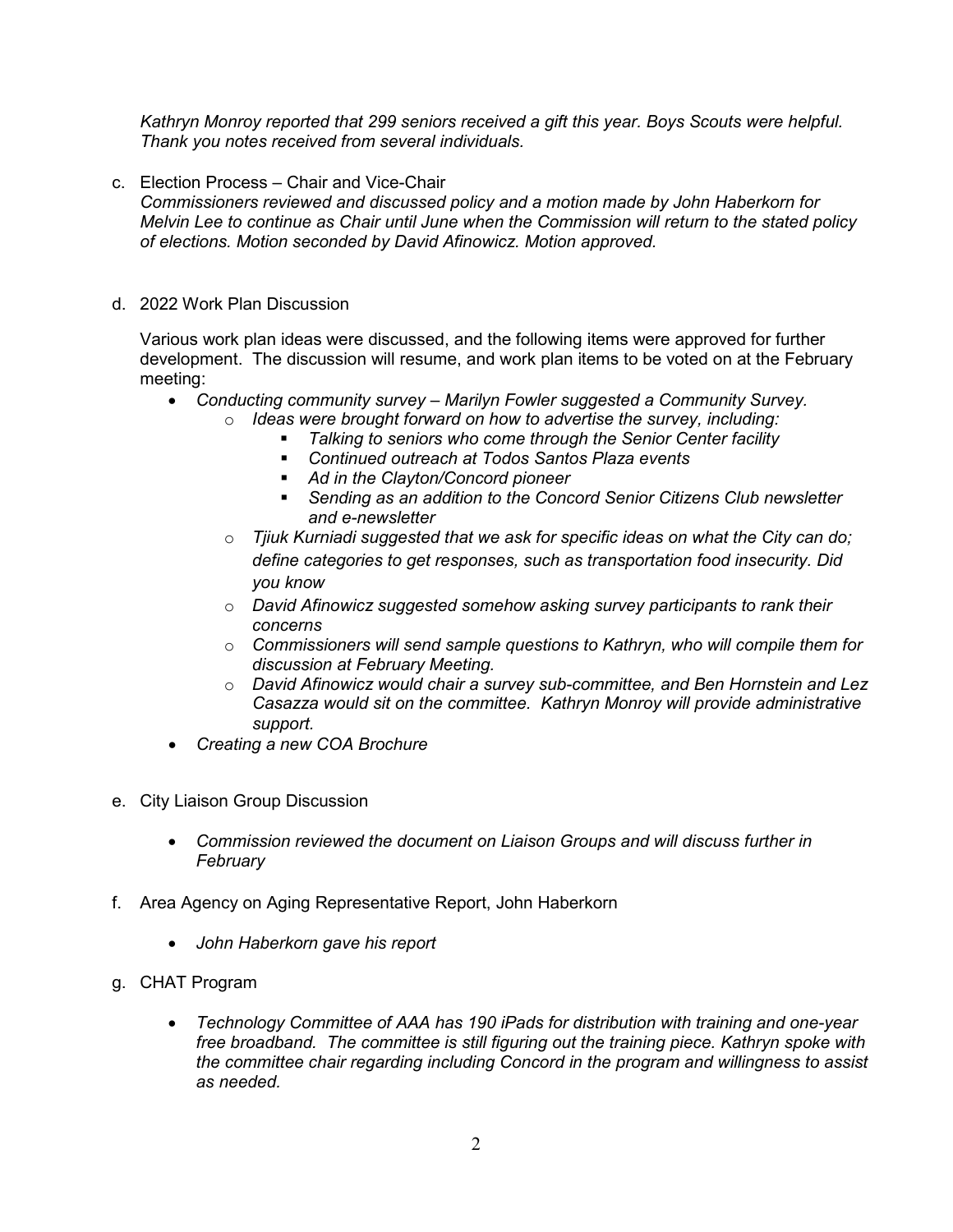*Kathryn Monroy reported that 299 seniors received a gift this year. Boys Scouts were helpful. Thank you notes received from several individuals.*

c. Election Process – Chair and Vice-Chair
*Commissioners reviewed and discussed policy and a motion made by John Haberkorn for Melvin Lee to continue as Chair until June when the Commission will return to the stated policy of elections. Motion seconded by David Afinowicz. Motion approved.*

d. 2022 Work Plan Discussion

Various work plan ideas were discussed, and the following items were approved for further development. The discussion will resume, and work plan items to be voted on at the February meeting:

- *Conducting community survey – Marilyn Fowler suggested a Community Survey.*
  - *Ideas were brought forward on how to advertise the survey, including:*
    - *Talking to seniors who come through the Senior Center facility*
    - *Continued outreach at Todos Santos Plaza events*
    - *Ad in the Clayton/Concord pioneer*
    - *Sending as an addition to the Concord Senior Citizens Club newsletter and e-newsletter*
  - *Tjiuk Kurniadi suggested that we ask for specific ideas on what the City can do; define categories to get responses, such as transportation food insecurity. Did you know*
  - *David Afinowicz suggested somehow asking survey participants to rank their concerns*
  - *Commissioners will send sample questions to Kathryn, who will compile them for discussion at February Meeting.*
  - *David Afinowicz would chair a survey sub-committee, and Ben Hornstein and Lez Casazza would sit on the committee. Kathryn Monroy will provide administrative support.*
- *Creating a new COA Brochure*

e. City Liaison Group Discussion

- *Commission reviewed the document on Liaison Groups and will discuss further in February*

f. Area Agency on Aging Representative Report, John Haberkorn

- *John Haberkorn gave his report*

g. CHAT Program

- *Technology Committee of AAA has 190 iPads for distribution with training and one-year free broadband. The committee is still figuring out the training piece. Kathryn spoke with the committee chair regarding including Concord in the program and willingness to assist as needed.*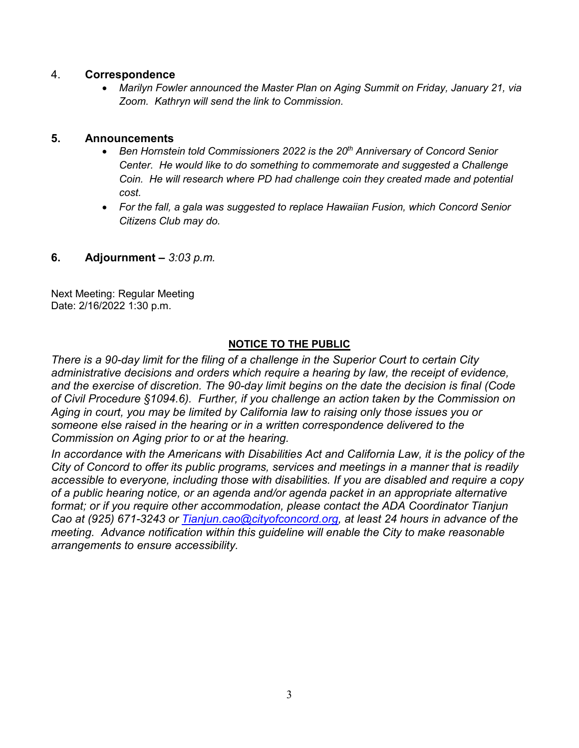4. **Correspondence**

- *Marilyn Fowler announced the Master Plan on Aging Summit on Friday, January 21, via Zoom. Kathryn will send the link to Commission.*

**5. Announcements**

- *Ben Hornstein told Commissioners 2022 is the 20th Anniversary of Concord Senior Center. He would like to do something to commemorate and suggested a Challenge Coin. He will research where PD had challenge coin they created made and potential cost.*
- *For the fall, a gala was suggested to replace Hawaiian Fusion, which Concord Senior Citizens Club may do.*

**6. Adjournment –** *3:03 p.m.*

Next Meeting: Regular Meeting
Date: 2/16/2022 1:30 p.m.

**NOTICE TO THE PUBLIC**

*There is a 90-day limit for the filing of a challenge in the Superior Court to certain City administrative decisions and orders which require a hearing by law, the receipt of evidence, and the exercise of discretion. The 90-day limit begins on the date the decision is final (Code of Civil Procedure §1094.6). Further, if you challenge an action taken by the Commission on Aging in court, you may be limited by California law to raising only those issues you or someone else raised in the hearing or in a written correspondence delivered to the Commission on Aging prior to or at the hearing.*

*In accordance with the Americans with Disabilities Act and California Law, it is the policy of the City of Concord to offer its public programs, services and meetings in a manner that is readily accessible to everyone, including those with disabilities. If you are disabled and require a copy of a public hearing notice, or an agenda and/or agenda packet in an appropriate alternative format; or if you require other accommodation, please contact the ADA Coordinator Tianjun Cao at (925) 671-3243 or [Tianjun.cao@cityofconcord.org](mailto:Tianjun.cao@cityofconcord.org), at least 24 hours in advance of the meeting. Advance notification within this guideline will enable the City to make reasonable arrangements to ensure accessibility.*